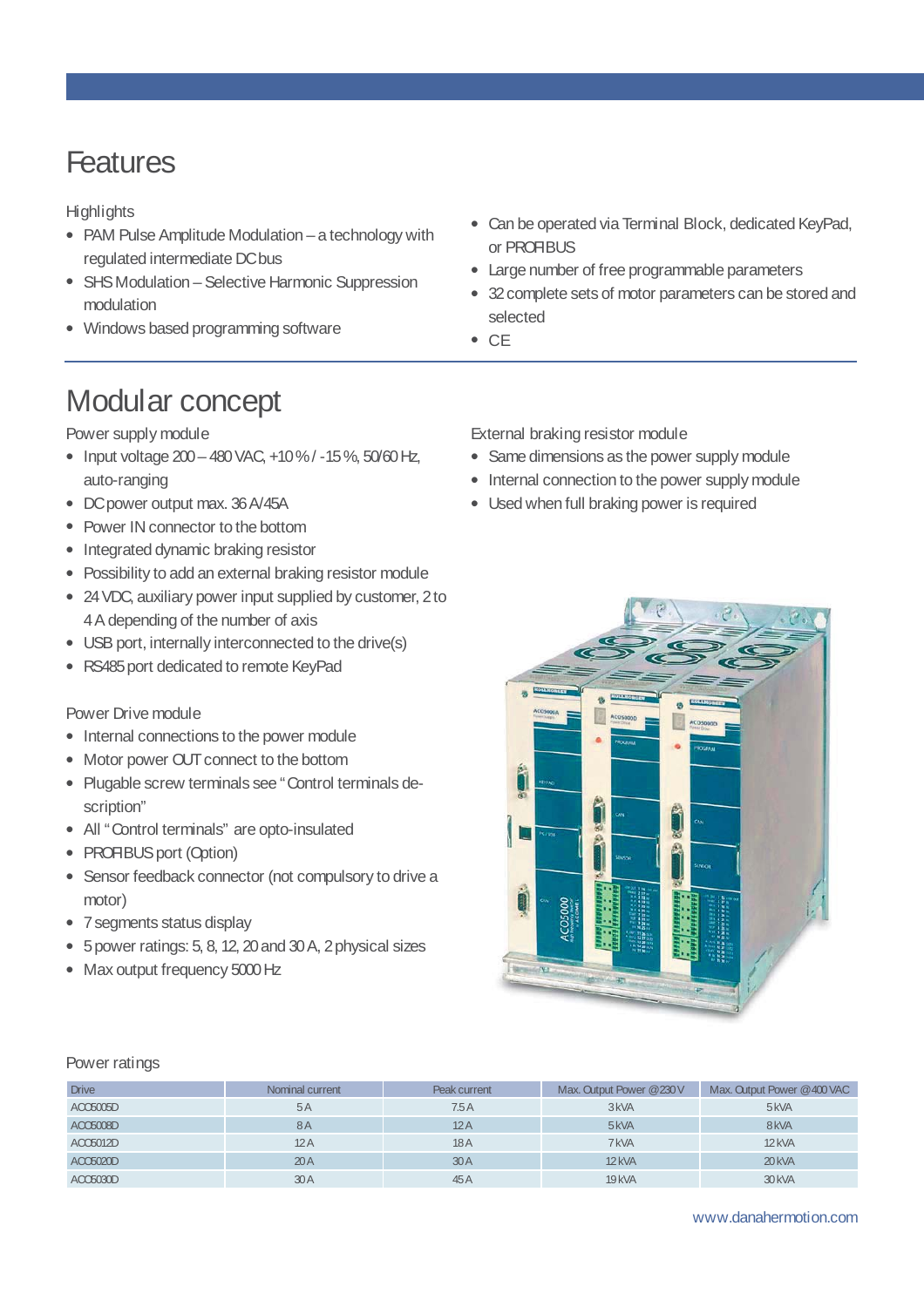# Features

Highlights

- PAM Pulse Amplitude Modulation – a technology with regulated intermediate DC bus
- SHS Modulation – Selective Harmonic Suppression modulation
- Windows based programming software
- Can be operated via Terminal Block, dedicated KeyPad, or PROFIBUS
- Large number of free programmable parameters
- 32 complete sets of motor parameters can be stored and selected
- CE

# Modular concept

Power supply module

- Input voltage 200 – 480 VAC, +10 % / -15 %, 50/60 Hz, auto-ranging
- DC power output max. 36 A/45A
- Power IN connector to the bottom
- Integrated dynamic braking resistor
- Possibility to add an external braking resistor module
- 24 VDC, auxiliary power input supplied by customer, 2 to 4 A depending of the number of axis
- USB port, internally interconnected to the drive(s)
- RS485 port dedicated to remote KeyPad

Power Drive module

- Internal connections to the power module
- Motor power OUT connect to the bottom
- Plugable screw terminals see "Control terminals description"
- All "Control terminals" are opto-insulated
- PROFIBUS port (Option)
- Sensor feedback connector (not compulsory to drive a motor)
- 7 segments status display
- 5 power ratings: 5, 8, 12, 20 and 30 A, 2 physical sizes
- Max output frequency 5000 Hz

External braking resistor module

- Same dimensions as the power supply module
- Internal connection to the power supply module
- Used when full braking power is required

Power ratings

| Drive | Nominal current | Peak current | Max. Output Power @ 230 V | Max. Output Power @ 400 VAC |
|---|---|---|---|---|
| ACO5005D | 5 A | 7.5 A | 3 kVA | 5 kVA |
| ACO5008D | 8 A | 12 A | 5 kVA | 8 kVA |
| ACO5012D | 12 A | 18 A | 7 kVA | 12 kVA |
| ACO5020D | 20 A | 30 A | 12 kVA | 20 kVA |
| ACO5030D | 30 A | 45 A | 19 kVA | 30 kVA |

www.danahermotion.com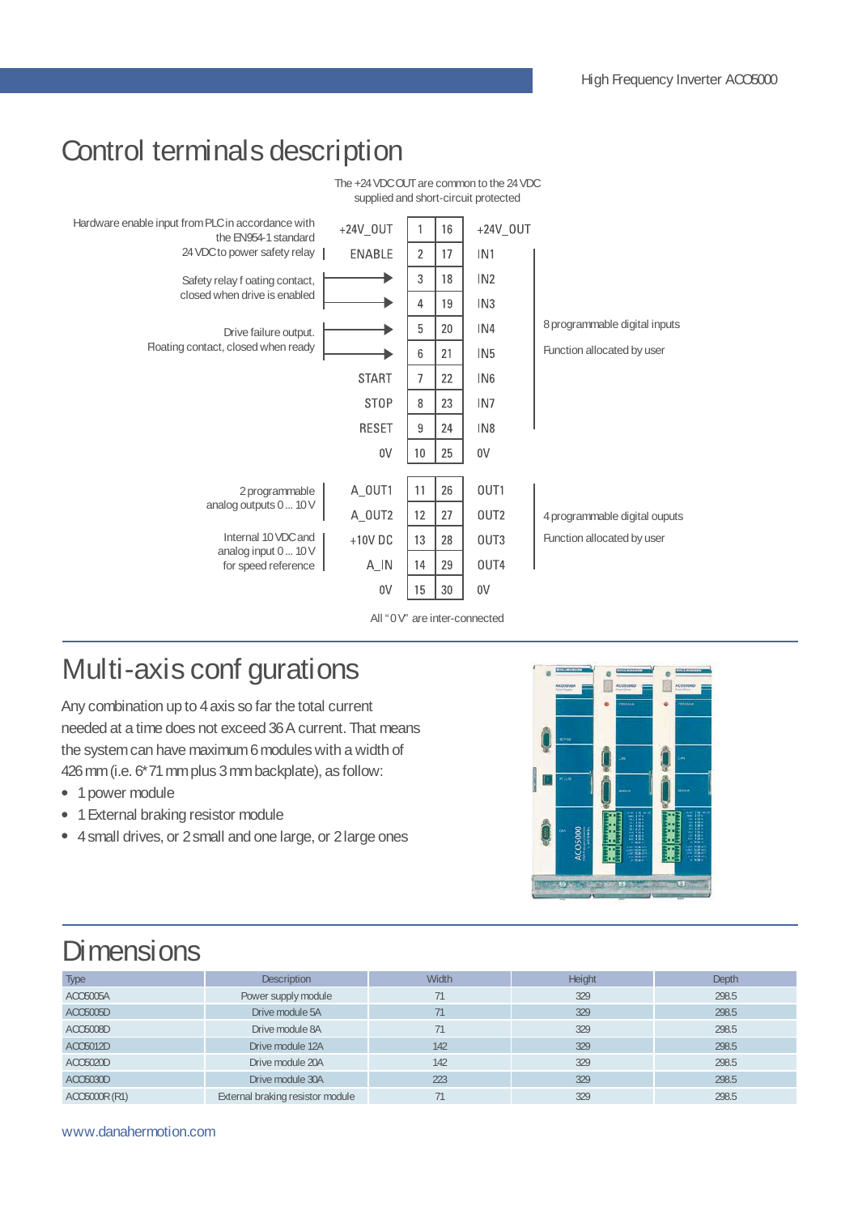## Control terminals description

The +24 VDC OUT are common to the 24 VDC supplied and short-circuit protected

| Description | Signal | Pin | Pin | Signal | Description |
|---|---|---|---|---|---|
| | +24V_OUT | 1 | 16 | +24V_OUT | |
| Hardware enable input from PLC in accordance with the EN954-1 standard 24 VDC to power safety relay | ENABLE | 2 | 17 | IN1 | 8 programmable digital inputs Function allocated by user |
| Safety relay floating contact, closed when drive is enabled | | 3 | 18 | IN2 | |
| | | 4 | 19 | IN3 | |
| Drive failure output. Floating contact, closed when ready | | 5 | 20 | IN4 | |
| | | 6 | 21 | IN5 | |
| | START | 7 | 22 | IN6 | |
| | STOP | 8 | 23 | IN7 | |
| | RESET | 9 | 24 | IN8 | |
| | 0V | 10 | 25 | 0V | |
| 2 programmable analog outputs 0 ... 10 V | A_OUT1 | 11 | 26 | OUT1 | 4 programmable digital ouputs Function allocated by user |
| | A_OUT2 | 12 | 27 | OUT2 | |
| Internal 10 VDC and analog input 0 ... 10 V for speed reference | +10V DC | 13 | 28 | OUT3 | |
| | A_IN | 14 | 29 | OUT4 | |
| | 0V | 15 | 30 | 0V | |

All "0 V" are inter-connected

## Multi-axis configurations

Any combination up to 4 axis so far the total current needed at a time does not exceed 36 A current. That means the system can have maximum 6 modules with a width of 426 mm (i.e. 6*71 mm plus 3 mm backplate), as follow:

- 1 power module
- 1 External braking resistor module
- 4 small drives, or 2 small and one large, or 2 large ones

## Dimensions

| Type | Description | Width | Height | Depth |
|---|---|---|---|---|
| ACO5005A | Power supply module | 71 | 329 | 298.5 |
| ACO5005D | Drive module 5A | 71 | 329 | 298.5 |
| ACO5008D | Drive module 8A | 71 | 329 | 298.5 |
| ACO5012D | Drive module 12A | 142 | 329 | 298.5 |
| ACO5020D | Drive module 20A | 142 | 329 | 298.5 |
| ACO5030D | Drive module 30A | 223 | 329 | 298.5 |
| ACO5000R (R1) | External braking resistor module | 71 | 329 | 298.5 |

www.danahermotion.com